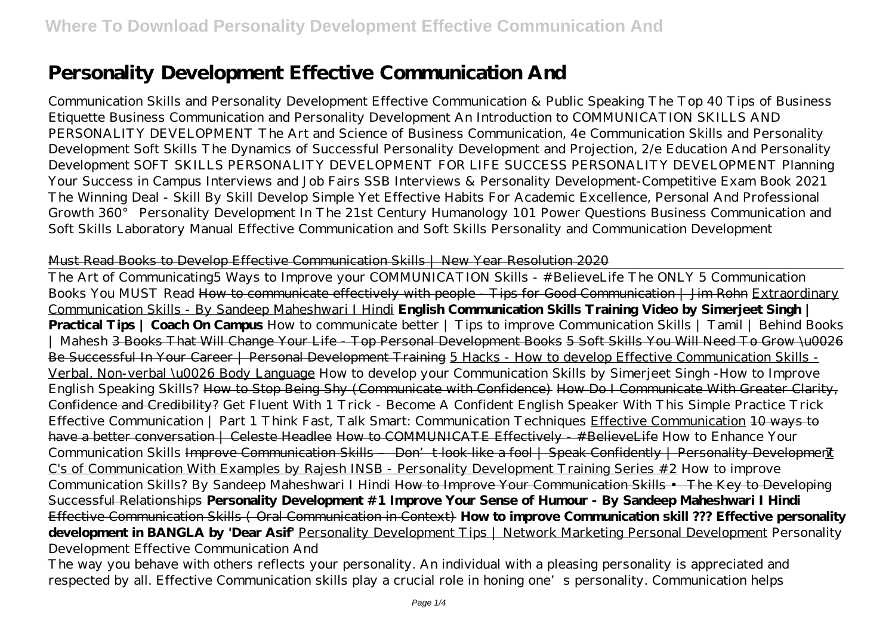# Personality Development Effective Communication And

Communication Skills and Personality Development Effective Communication & Public Speaking The Top 40 Tips of Business Etiquette Business Communication and Personality Development An Introduction to COMMUNICATION SKILLS AND PERSONALITY DEVELOPMENT The Art and Science of Business Communication, 4e Communication Skills and Personality Development Soft Skills The Dynamics of Successful Personality Development and Projection, 2/e Education And Personality Development SOFT SKILLS PERSONALITY DEVELOPMENT FOR LIFE SUCCESS PERSONALITY DEVELOPMENT Planning Your Success in Campus Interviews and Job Fairs SSB Interviews & Personality Development-Competitive Exam Book 2021 The Winning Deal - Skill By Skill Develop Simple Yet Effective Habits For Academic Excellence, Personal And Professional Growth 360° Personality Development In The 21st Century Humanology 101 Power Questions Business Communication and Soft Skills Laboratory Manual Effective Communication and Soft Skills Personality and Communication Development

Must Read Books to Develop Effective Communication Skills | New Year Resolution 2020

The Art of Communicating5 Ways to Improve your COMMUNICATION Skills - #BelieveLife The ONLY 5 Communication Books You MUST Read How to communicate effectively with people - Tips for Good Communication | Jim Rohn Extraordinary Communication Skills - By Sandeep Maheshwari I Hindi **English Communication Skills Training Video by Simerjeet Singh | Practical Tips | Coach On Campus** *How to communicate better | Tips to improve Communication Skills | Tamil | Behind Books | Mahesh* 3 Books That Will Change Your Life - Top Personal Development Books 5 Soft Skills You Will Need To Grow \u0026 Be Successful In Your Career | Personal Development Training 5 Hacks - How to develop Effective Communication Skills - Verbal, Non-verbal \u0026 Body Language *How to develop your Communication Skills by Simerjeet Singh -How to Improve English Speaking Skills?* How to Stop Being Shy (Communicate with Confidence) How Do I Communicate With Greater Clarity, Confidence and Credibility? *Get Fluent With 1 Trick - Become A Confident English Speaker With This Simple Practice Trick Effective Communication | Part 1 Think Fast, Talk Smart: Communication Techniques* Effective Communication 10 ways to have a better conversation | Celeste Headlee How to COMMUNICATE Effectively - #BelieveLife *How to Enhance Your Communication Skills* Improve Communication Skills – Don't look like a fool | Speak Confidently | Personality Development 7 C's of Communication With Examples by Rajesh INSB - Personality Development Training Series #2 *How to improve Communication Skills? By Sandeep Maheshwari I Hindi* How to Improve Your Communication Skills • The Key to Developing Successful Relationships **Personality Development #1 Improve Your Sense of Humour - By Sandeep Maheshwari I Hindi** Effective Communication Skills ( Oral Communication in Context) **How to improve Communication skill ??? Effective personality development in BANGLA by 'Dear Asif'** Personality Development Tips | Network Marketing Personal Development *Personality Development Effective Communication And*

The way you behave with others reflects your personality. An individual with a pleasing personality is appreciated and respected by all. Effective Communication skills play a crucial role in honing one's personality. Communication helps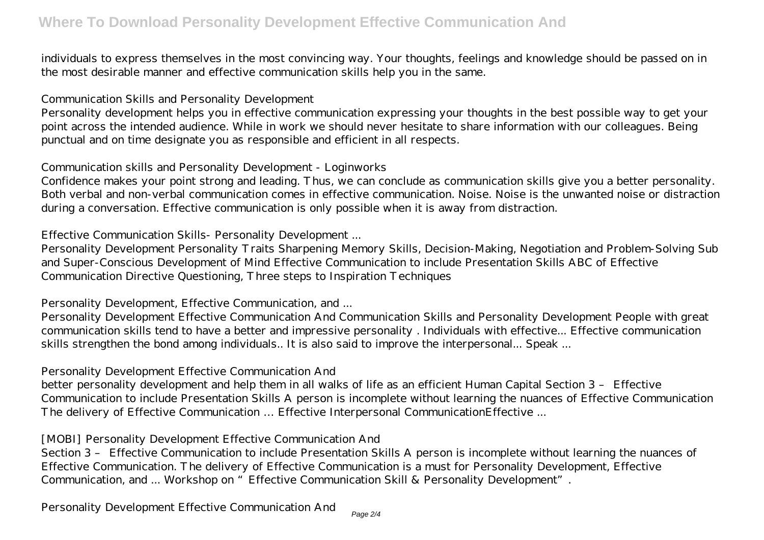individuals to express themselves in the most convincing way. Your thoughts, feelings and knowledge should be passed on in the most desirable manner and effective communication skills help you in the same.

*Communication Skills and Personality Development*

Personality development helps you in effective communication expressing your thoughts in the best possible way to get your point across the intended audience. While in work we should never hesitate to share information with our colleagues. Being punctual and on time designate you as responsible and efficient in all respects.

*Communication skills and Personality Development - Loginworks*

Confidence makes your point strong and leading. Thus, we can conclude as communication skills give you a better personality. Both verbal and non-verbal communication comes in effective communication. Noise. Noise is the unwanted noise or distraction during a conversation. Effective communication is only possible when it is away from distraction.

*Effective Communication Skills- Personality Development ...*

Personality Development Personality Traits Sharpening Memory Skills, Decision-Making, Negotiation and Problem-Solving Sub and Super-Conscious Development of Mind Effective Communication to include Presentation Skills ABC of Effective Communication Directive Questioning, Three steps to Inspiration Techniques

*Personality Development, Effective Communication, and ...*

Personality Development Effective Communication And Communication Skills and Personality Development People with great communication skills tend to have a better and impressive personality . Individuals with effective... Effective communication skills strengthen the bond among individuals.. It is also said to improve the interpersonal... Speak ...

*Personality Development Effective Communication And*

better personality development and help them in all walks of life as an efficient Human Capital Section 3 – Effective Communication to include Presentation Skills A person is incomplete without learning the nuances of Effective Communication The delivery of Effective Communication … Effective Interpersonal CommunicationEffective ...

*[MOBI] Personality Development Effective Communication And*

Section 3 – Effective Communication to include Presentation Skills A person is incomplete without learning the nuances of Effective Communication. The delivery of Effective Communication is a must for Personality Development, Effective Communication, and ... Workshop on "Effective Communication Skill & Personality Development".

*Personality Development Effective Communication And*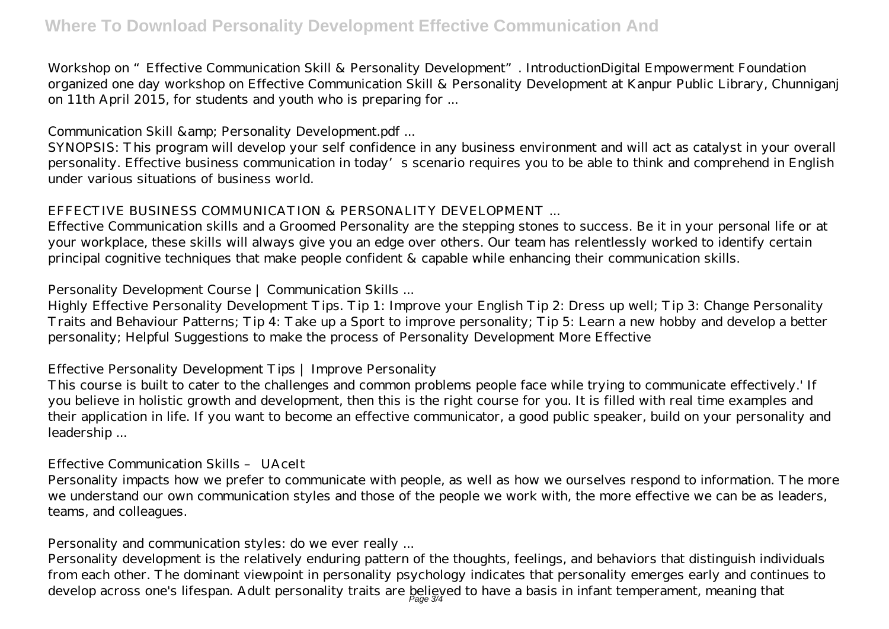Workshop on "Effective Communication Skill & Personality Development". IntroductionDigital Empowerment Foundation organized one day workshop on Effective Communication Skill & Personality Development at Kanpur Public Library, Chunniganj on 11th April 2015, for students and youth who is preparing for ...

*Communication Skill &amp; Personality Development.pdf ...*

SYNOPSIS: This program will develop your self confidence in any business environment and will act as catalyst in your overall personality. Effective business communication in today's scenario requires you to be able to think and comprehend in English under various situations of business world.

*EFFECTIVE BUSINESS COMMUNICATION & PERSONALITY DEVELOPMENT ...*

Effective Communication skills and a Groomed Personality are the stepping stones to success. Be it in your personal life or at your workplace, these skills will always give you an edge over others. Our team has relentlessly worked to identify certain principal cognitive techniques that make people confident & capable while enhancing their communication skills.

*Personality Development Course | Communication Skills ...*

Highly Effective Personality Development Tips. Tip 1: Improve your English Tip 2: Dress up well; Tip 3: Change Personality Traits and Behaviour Patterns; Tip 4: Take up a Sport to improve personality; Tip 5: Learn a new hobby and develop a better personality; Helpful Suggestions to make the process of Personality Development More Effective

*Effective Personality Development Tips | Improve Personality*

This course is built to cater to the challenges and common problems people face while trying to communicate effectively.' If you believe in holistic growth and development, then this is the right course for you. It is filled with real time examples and their application in life. If you want to become an effective communicator, a good public speaker, build on your personality and leadership ...

*Effective Communication Skills – UAceIt*

Personality impacts how we prefer to communicate with people, as well as how we ourselves respond to information. The more we understand our own communication styles and those of the people we work with, the more effective we can be as leaders, teams, and colleagues.

*Personality and communication styles: do we ever really ...*

Personality development is the relatively enduring pattern of the thoughts, feelings, and behaviors that distinguish individuals from each other. The dominant viewpoint in personality psychology indicates that personality emerges early and continues to develop across one's lifespan. Adult personality traits are believed to have a basis in infant temperament, meaning that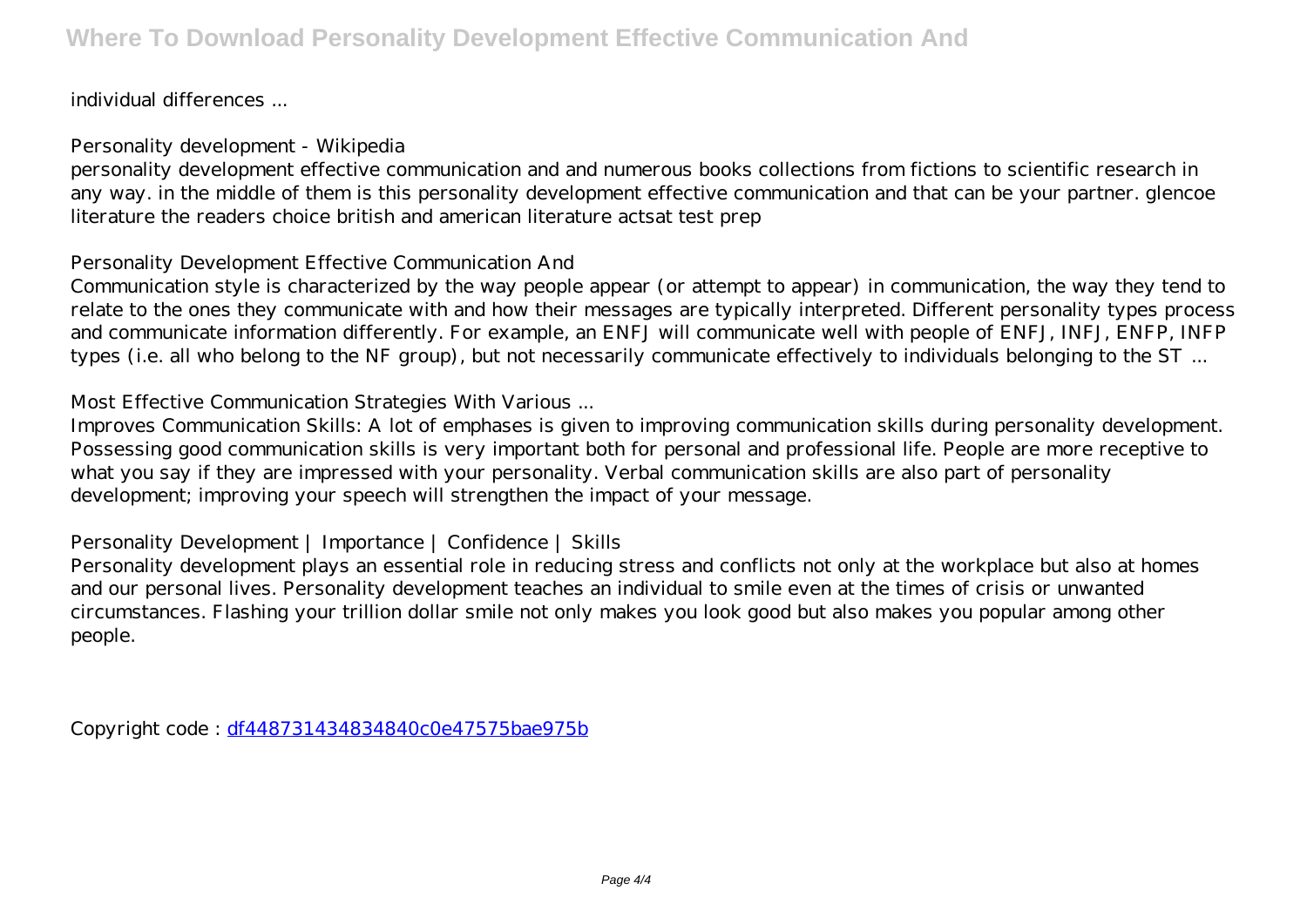individual differences ...

Personality development - Wikipedia

personality development effective communication and and numerous books collections from fictions to scientific research in any way. in the middle of them is this personality development effective communication and that can be your partner. glencoe literature the readers choice british and american literature actsat test prep

Personality Development Effective Communication And

Communication style is characterized by the way people appear (or attempt to appear) in communication, the way they tend to relate to the ones they communicate with and how their messages are typically interpreted. Different personality types process and communicate information differently. For example, an ENFJ will communicate well with people of ENFJ, INFJ, ENFP, INFP types (i.e. all who belong to the NF group), but not necessarily communicate effectively to individuals belonging to the ST ...

Most Effective Communication Strategies With Various ...

Improves Communication Skills: A lot of emphases is given to improving communication skills during personality development. Possessing good communication skills is very important both for personal and professional life. People are more receptive to what you say if they are impressed with your personality. Verbal communication skills are also part of personality development; improving your speech will strengthen the impact of your message.

Personality Development | Importance | Confidence | Skills

Personality development plays an essential role in reducing stress and conflicts not only at the workplace but also at homes and our personal lives. Personality development teaches an individual to smile even at the times of crisis or unwanted circumstances. Flashing your trillion dollar smile not only makes you look good but also makes you popular among other people.

Copyright code : df448731434834840c0e47575bae975b